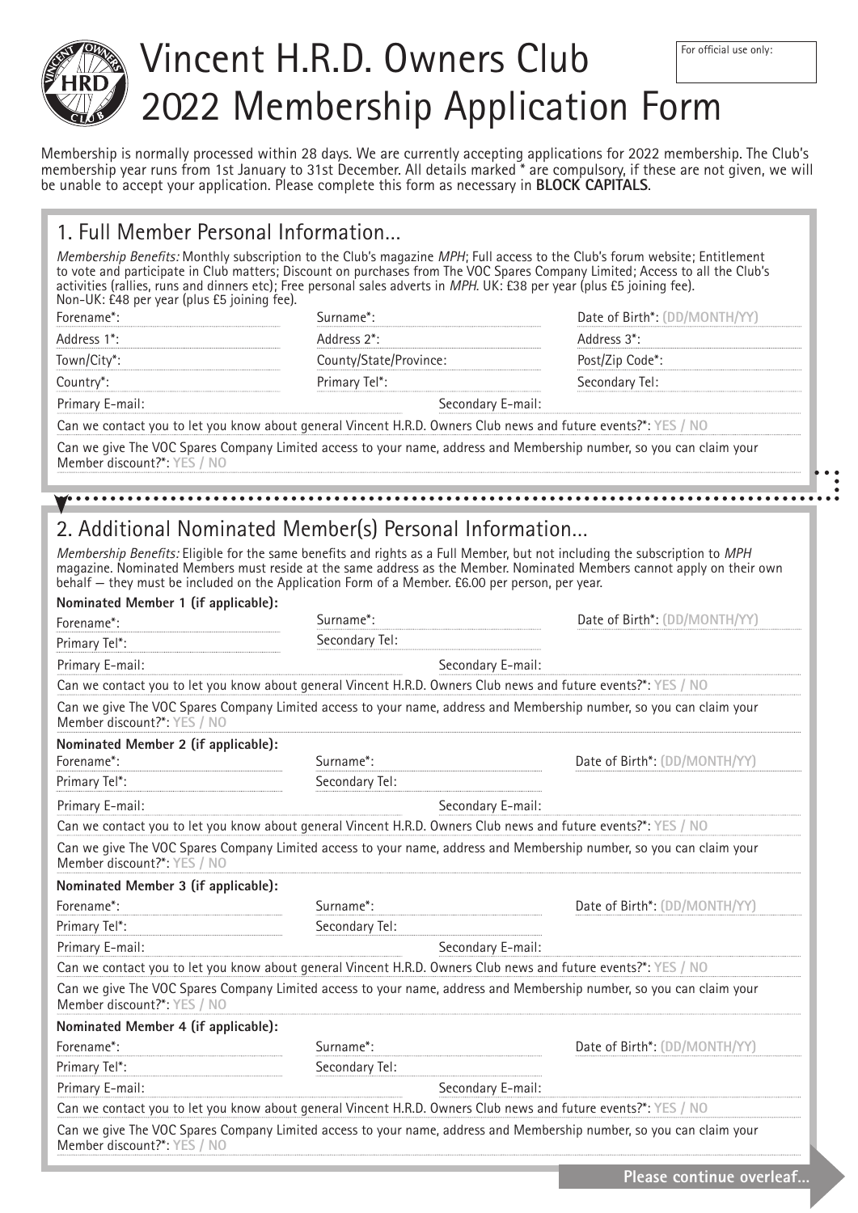# Vincent H.R.D. Owners Club
# 2022 Membership Application Form

For official use only:

Membership is normally processed within 28 days. We are currently accepting applications for 2022 membership. The Club's membership year runs from 1st January to 31st December. All details marked * are compulsory, if these are not given, we will be unable to accept your application. Please complete this form as necessary in **BLOCK CAPITALS**.

## 1. Full Member Personal Information...

*Membership Benefits:* Monthly subscription to the Club's magazine *MPH*; Full access to the Club's forum website; Entitlement to vote and participate in Club matters; Discount on purchases from The VOC Spares Company Limited; Access to all the Club's activities (rallies, runs and dinners etc); Free personal sales adverts in *MPH*. UK: £38 per year (plus £5 joining fee). Non-UK: £48 per year (plus £5 joining fee).

Forename*: Surname*: Date of Birth*: (DD/MONTH/YY)

Address 1*: Address 2*: Address 3*:

Town/City*: County/State/Province: Post/Zip Code*:

Country*: Primary Tel*: Secondary Tel:

Primary E-mail: Secondary E-mail:

Can we contact you to let you know about general Vincent H.R.D. Owners Club news and future events?*: YES / NO

Can we give The VOC Spares Company Limited access to your name, address and Membership number, so you can claim your Member discount?*: YES / NO

## 2. Additional Nominated Member(s) Personal Information...

*Membership Benefits:* Eligible for the same benefits and rights as a Full Member, but not including the subscription to *MPH* magazine. Nominated Members must reside at the same address as the Member. Nominated Members cannot apply on their own behalf — they must be included on the Application Form of a Member. £6.00 per person, per year.

**Nominated Member 1 (if applicable):**

Forename*: Surname*: Date of Birth*: (DD/MONTH/YY)

Primary Tel*: Secondary Tel:

Primary E-mail: Secondary E-mail:

Can we contact you to let you know about general Vincent H.R.D. Owners Club news and future events?*: YES / NO

Can we give The VOC Spares Company Limited access to your name, address and Membership number, so you can claim your Member discount?*: YES / NO

**Nominated Member 2 (if applicable):**

Forename*: Surname*: Date of Birth*: (DD/MONTH/YY)

Primary Tel*: Secondary Tel:

Primary E-mail: Secondary E-mail:

Can we contact you to let you know about general Vincent H.R.D. Owners Club news and future events?*: YES / NO

Can we give The VOC Spares Company Limited access to your name, address and Membership number, so you can claim your Member discount?*: YES / NO

**Nominated Member 3 (if applicable):**

Forename*: Surname*: Date of Birth*: (DD/MONTH/YY)

Primary Tel*: Secondary Tel:

Primary E-mail: Secondary E-mail:

Can we contact you to let you know about general Vincent H.R.D. Owners Club news and future events?*: YES / NO

Can we give The VOC Spares Company Limited access to your name, address and Membership number, so you can claim your Member discount?*: YES / NO

**Nominated Member 4 (if applicable):**

Forename*: Surname*: Date of Birth*: (DD/MONTH/YY)

Primary Tel*: Secondary Tel:

Primary E-mail: Secondary E-mail:

Can we contact you to let you know about general Vincent H.R.D. Owners Club news and future events?*: YES / NO

Can we give The VOC Spares Company Limited access to your name, address and Membership number, so you can claim your Member discount?*: YES / NO

**Please continue overleaf...**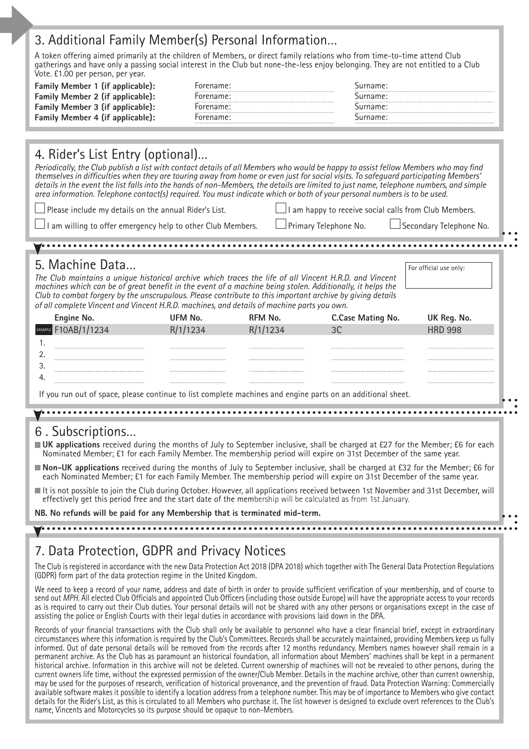## 3. Additional Family Member(s) Personal Information...

A token offering aimed primarily at the children of Members, or direct family relations who from time-to-time attend Club gatherings and have only a passing social interest in the Club but none-the-less enjoy belonging. They are not entitled to a Club Vote. £1.00 per person, per year.

| | | |
|---|---|---|
| **Family Member 1 (if applicable):** | Forename: | Surname: |
| **Family Member 2 (if applicable):** | Forename: | Surname: |
| **Family Member 3 (if applicable):** | Forename: | Surname: |
| **Family Member 4 (if applicable):** | Forename: | Surname: |

## 4. Rider's List Entry (optional)...

*Periodically, the Club publish a list with contact details of all Members who would be happy to assist fellow Members who may find themselves in difficulties when they are touring away from home or even just for social visits. To safeguard participating Members' details in the event the list falls into the hands of non-Members, the details are limited to just name, telephone numbers, and simple area information. Telephone contact(s) required. You must indicate which or both of your personal numbers is to be used.*

☐ Please include my details on the annual Rider's List.

☐ I am happy to receive social calls from Club Members.

☐ I am willing to offer emergency help to other Club Members.

☐ Primary Telephone No.

☐ Secondary Telephone No.

## 5. Machine Data...

For official use only:

*The Club maintains a unique historical archive which traces the life of all Vincent H.R.D. and Vincent machines which can be of great benefit in the event of a machine being stolen. Additionally, it helps the Club to combat forgery by the unscrupulous. Please contribute to this important archive by giving details of all complete Vincent and Vincent H.R.D. machines, and details of machine parts you own.*

| | Engine No. | UFM No. | RFM No. | C.Case Mating No. | UK Reg. No. |
|---|---|---|---|---|---|
| EXAMPLE | F10AB/1/1234 | R/1/1234 | R/1/1234 | 3C | HRD 998 |
| 1. | | | | | |
| 2. | | | | | |
| 3. | | | | | |
| 4. | | | | | |

If you run out of space, please continue to list complete machines and engine parts on an additional sheet.

## 6 . Subscriptions...

- **UK applications** received during the months of July to September inclusive, shall be charged at £27 for the Member; £6 for each Nominated Member; £1 for each Family Member. The membership period will expire on 31st December of the same year.
- **Non-UK applications** received during the months of July to September inclusive, shall be charged at £32 for the Member; £6 for each Nominated Member; £1 for each Family Member. The membership period will expire on 31st December of the same year.
- It is not possible to join the Club during October. However, all applications received between 1st November and 31st December, will effectively get this period free and the start date of the membership will be calculated as from 1st January.

**NB. No refunds will be paid for any Membership that is terminated mid-term.**

## 7. Data Protection, GDPR and Privacy Notices

The Club is registered in accordance with the new Data Protection Act 2018 (DPA 2018) which together with The General Data Protection Regulations (GDPR) form part of the data protection regime in the United Kingdom.

We need to keep a record of your name, address and date of birth in order to provide sufficient verification of your membership, and of course to send out *MPH*. All elected Club Officials and appointed Club Officers (including those outside Europe) will have the appropriate access to your records as is required to carry out their Club duties. Your personal details will not be shared with any other persons or organisations except in the case of assisting the police or English Courts with their legal duties in accordance with provisions laid down in the DPA.

Records of your financial transactions with the Club shall only be available to personnel who have a clear financial brief, except in extraordinary circumstances where this information is required by the Club's Committees. Records shall be accurately maintained, providing Members keep us fully informed. Out of date personal details will be removed from the records after 12 months redundancy. Members names however shall remain in a permanent archive. As the Club has as paramount an historical foundation, all information about Members' machines shall be kept in a permanent historical archive. Information in this archive will not be deleted. Current ownership of machines will not be revealed to other persons, during the current owners life time, without the expressed permission of the owner/Club Member. Details in the machine archive, other than current ownership, may be used for the purposes of research, verification of historical provenance, and the prevention of fraud. Data Protection Warning: Commercially available software makes it possible to identify a location address from a telephone number. This may be of importance to Members who give contact details for the Rider's List, as this is circulated to all Members who purchase it. The list however is designed to exclude overt references to the Club's name, Vincents and Motorcycles so its purpose should be opaque to non-Members.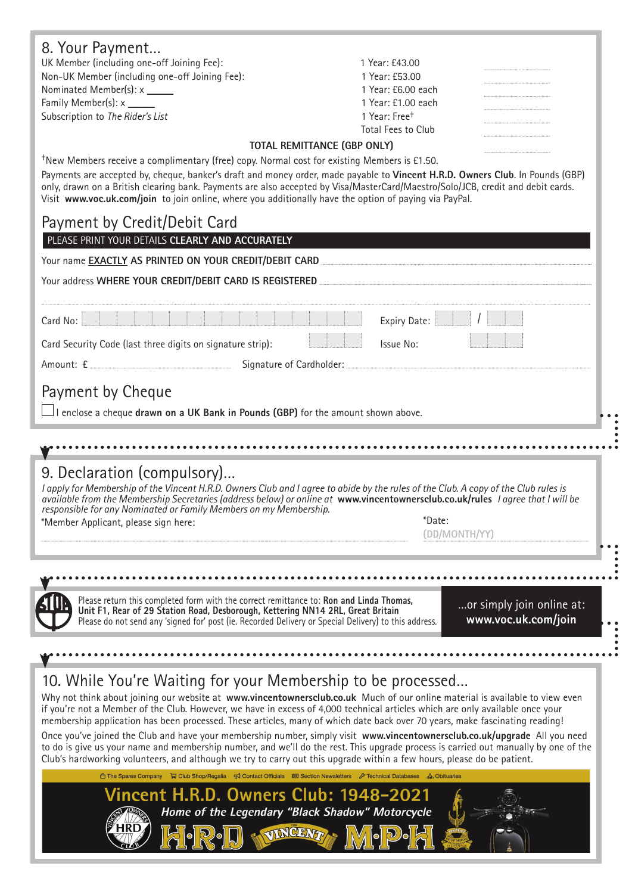## 8. Your Payment...

| | | |
|---|---|---|
| UK Member (including one-off Joining Fee): | 1 Year: £43.00 | |
| Non-UK Member (including one-off Joining Fee): | 1 Year: £53.00 | |
| Nominated Member(s): x _____ | 1 Year: £6.00 each | |
| Family Member(s): x _____ | 1 Year: £1.00 each | |
| Subscription to *The Rider's List* | 1 Year: Free† | |
| | Total Fees to Club | |
| **TOTAL REMITTANCE (GBP ONLY)** | | |

†New Members receive a complimentary (free) copy. Normal cost for existing Members is £1.50.

Payments are accepted by, cheque, banker's draft and money order, made payable to **Vincent H.R.D. Owners Club**. In Pounds (GBP) only, drawn on a British clearing bank. Payments are also accepted by Visa/MasterCard/Maestro/Solo/JCB, credit and debit cards. Visit **www.voc.uk.com/join** to join online, where you additionally have the option of paying via PayPal.

## Payment by Credit/Debit Card

PLEASE PRINT YOUR DETAILS **CLEARLY AND ACCURATELY**

Your name **EXACTLY AS PRINTED ON YOUR CREDIT/DEBIT CARD** ____________

Your address **WHERE YOUR CREDIT/DEBIT CARD IS REGISTERED** ____________

Card No: ____________ Expiry Date: ____ / ____

Card Security Code (last three digits on signature strip): ____ Issue No: ____

Amount: £ ____________ Signature of Cardholder: ____________

## Payment by Cheque

☐ I enclose a cheque **drawn on a UK Bank in Pounds (GBP)** for the amount shown above.

## 9. Declaration (compulsory)...

*I apply for Membership of the Vincent H.R.D. Owners Club and I agree to abide by the rules of the Club. A copy of the Club rules is available from the Membership Secretaries (address below) or online at* **www.vincentownersclub.co.uk/rules** *I agree that I will be responsible for any Nominated or Family Members on my Membership.*

*Member Applicant, please sign here: ____________ *Date: (DD/MONTH/YY) ____________

Please return this completed form with the correct remittance to: **Ron and Linda Thomas, Unit F1, Rear of 29 Station Road, Desborough, Kettering NN14 2RL, Great Britain**
Please do not send any 'signed for' post (ie. Recorded Delivery or Special Delivery) to this address.

...or simply join online at: **www.voc.uk.com/join**

## 10. While You're Waiting for your Membership to be processed...

Why not think about joining our website at **www.vincentownersclub.co.uk** Much of our online material is available to view even if you're not a Member of the Club. However, we have in excess of 4,000 technical articles which are only available once your membership application has been processed. These articles, many of which date back over 70 years, make fascinating reading!

Once you've joined the Club and have your membership number, simply visit **www.vincentownersclub.co.uk/upgrade** All you need to do is give us your name and membership number, and we'll do the rest. This upgrade process is carried out manually by one of the Club's hardworking volunteers, and although we try to carry out this upgrade within a few hours, please do be patient.

The Spares Company | Club Shop/Regalia | Contact Officials | Section Newsletters | Technical Databases | Obituaries

**Vincent H.R.D. Owners Club: 1948-2021**

*Home of the Legendary "Black Shadow" Motorcycle*

H·R·D VINCENT M·P·H